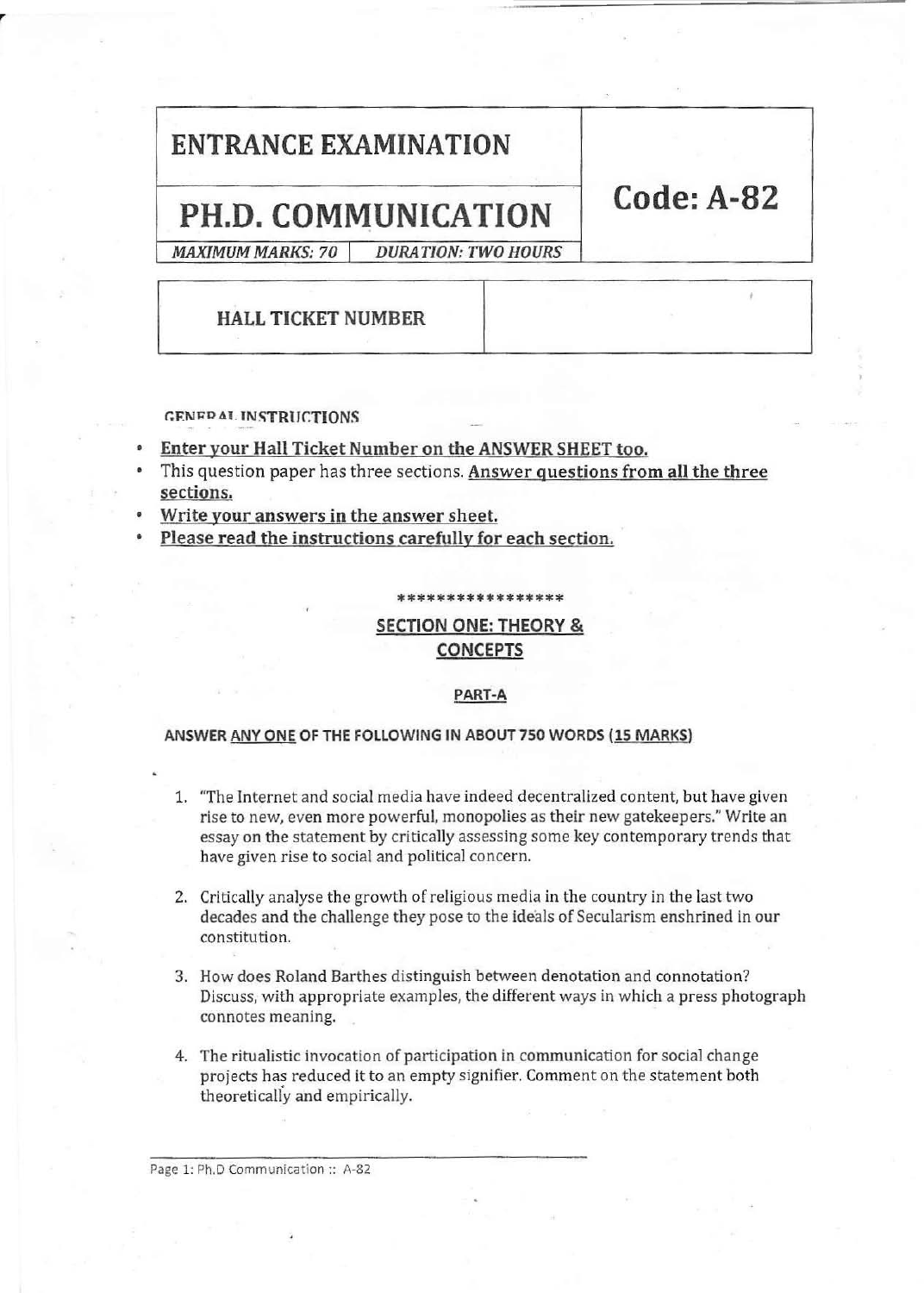# ENTRANCE EXAMINATION

# PH.D. COMMUNICATION

## Code: A-82

*MAXIMUM MARKS: 70* | *DURATION: TWO HOURS*

| HALL TICKET NUMBER | |
|---|---|

GENERAL INSTRUCTIONS

- **Enter your Hall Ticket Number on the ANSWER SHEET too.**
- This question paper has three sections. **Answer questions from all the three sections.**
- **Write your answers in the answer sheet.**
- **Please read the instructions carefully for each section.**

*****************

## SECTION ONE: THEORY & CONCEPTS

### PART-A

**ANSWER ANY ONE OF THE FOLLOWING IN ABOUT 750 WORDS (15 MARKS)**

1. "The Internet and social media have indeed decentralized content, but have given rise to new, even more powerful, monopolies as their new gatekeepers." Write an essay on the statement by critically assessing some key contemporary trends that have given rise to social and political concern.

2. Critically analyse the growth of religious media in the country in the last two decades and the challenge they pose to the ideals of Secularism enshrined in our constitution.

3. How does Roland Barthes distinguish between denotation and connotation? Discuss, with appropriate examples, the different ways in which a press photograph connotes meaning.

4. The ritualistic invocation of participation in communication for social change projects has reduced it to an empty signifier. Comment on the statement both theoretically and empirically.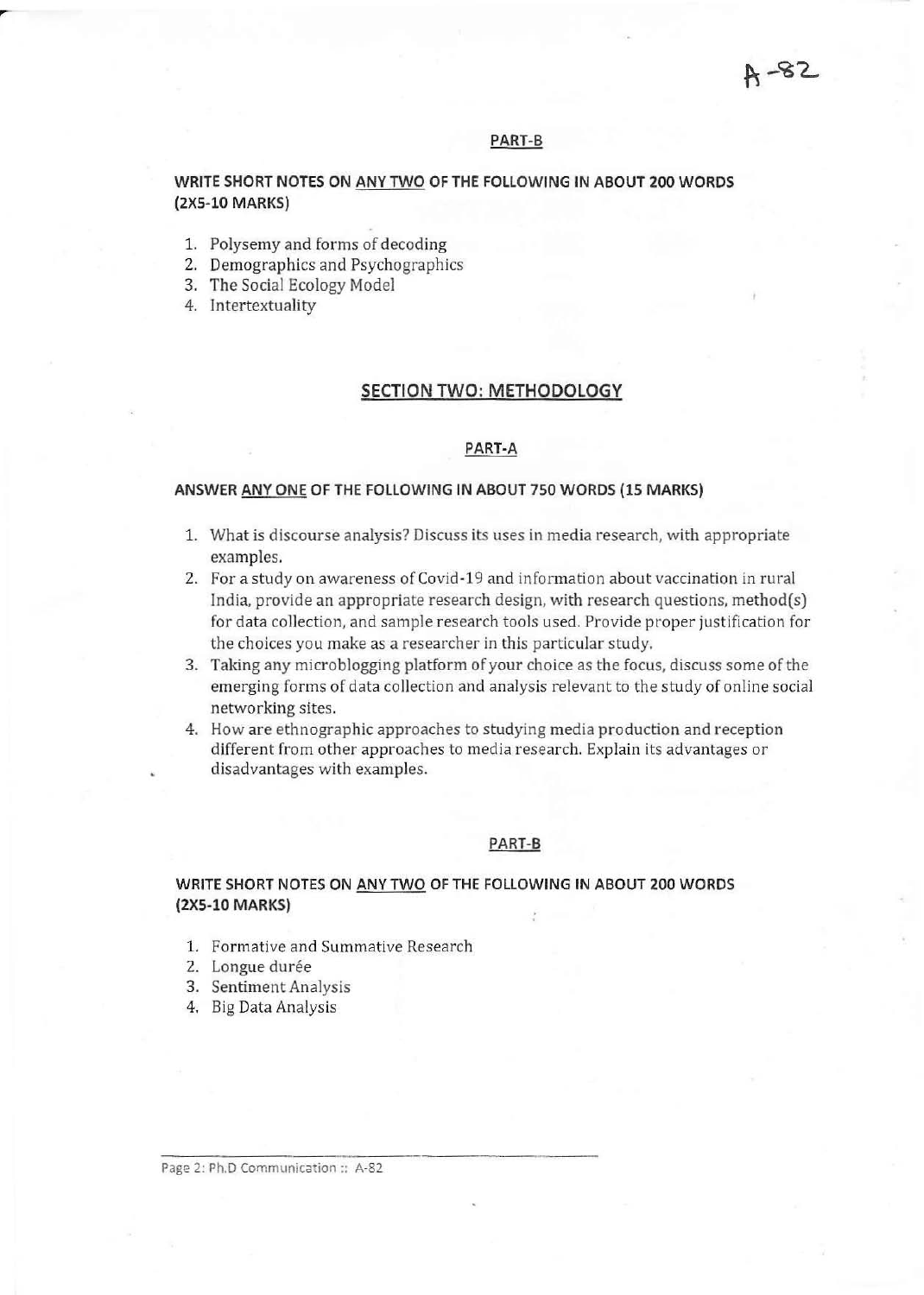A-82

#### PART-B

**WRITE SHORT NOTES ON ANY TWO OF THE FOLLOWING IN ABOUT 200 WORDS (2X5-10 MARKS)**

1. Polysemy and forms of decoding
2. Demographics and Psychographics
3. The Social Ecology Model
4. Intertextuality

## SECTION TWO: METHODOLOGY

#### PART-A

**ANSWER ANY ONE OF THE FOLLOWING IN ABOUT 750 WORDS (15 MARKS)**

1. What is discourse analysis? Discuss its uses in media research, with appropriate examples.
2. For a study on awareness of Covid-19 and information about vaccination in rural India, provide an appropriate research design, with research questions, method(s) for data collection, and sample research tools used. Provide proper justification for the choices you make as a researcher in this particular study.
3. Taking any microblogging platform of your choice as the focus, discuss some of the emerging forms of data collection and analysis relevant to the study of online social networking sites.
4. How are ethnographic approaches to studying media production and reception different from other approaches to media research. Explain its advantages or disadvantages with examples.

#### PART-B

**WRITE SHORT NOTES ON ANY TWO OF THE FOLLOWING IN ABOUT 200 WORDS (2X5-10 MARKS)**

1. Formative and Summative Research
2. Longue durée
3. Sentiment Analysis
4. Big Data Analysis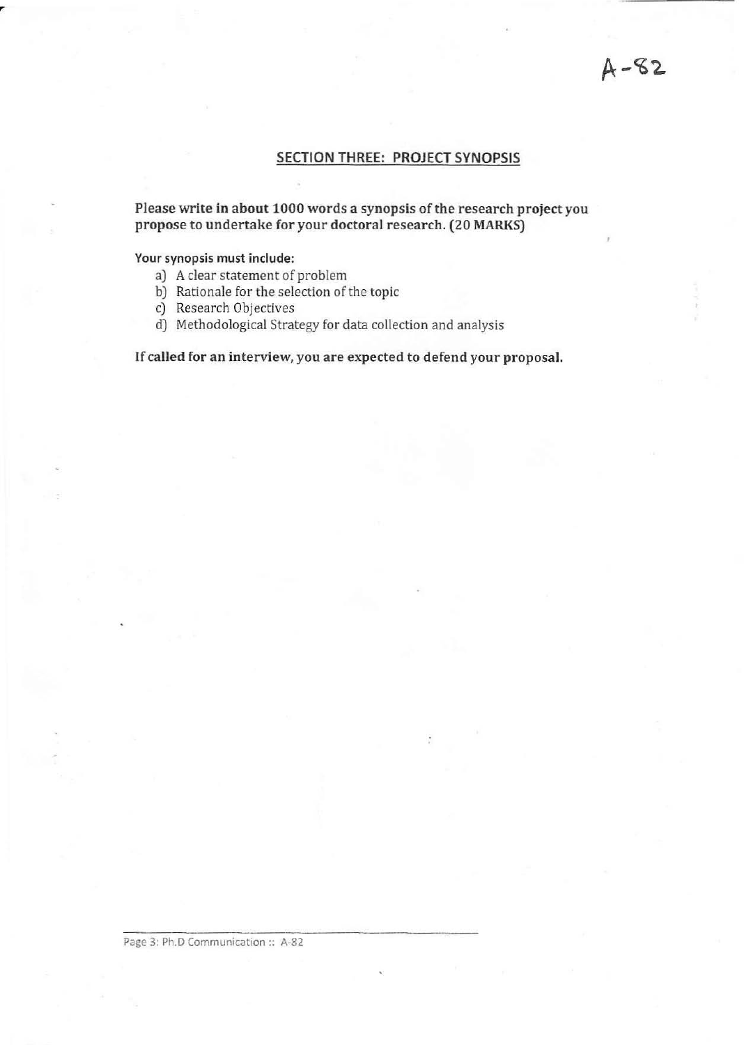A-82

## SECTION THREE: PROJECT SYNOPSIS

**Please write in about 1000 words a synopsis of the research project you propose to undertake for your doctoral research. (20 MARKS)**

**Your synopsis must include:**

a) A clear statement of problem
b) Rationale for the selection of the topic
c) Research Objectives
d) Methodological Strategy for data collection and analysis

**If called for an interview, you are expected to defend your proposal.**